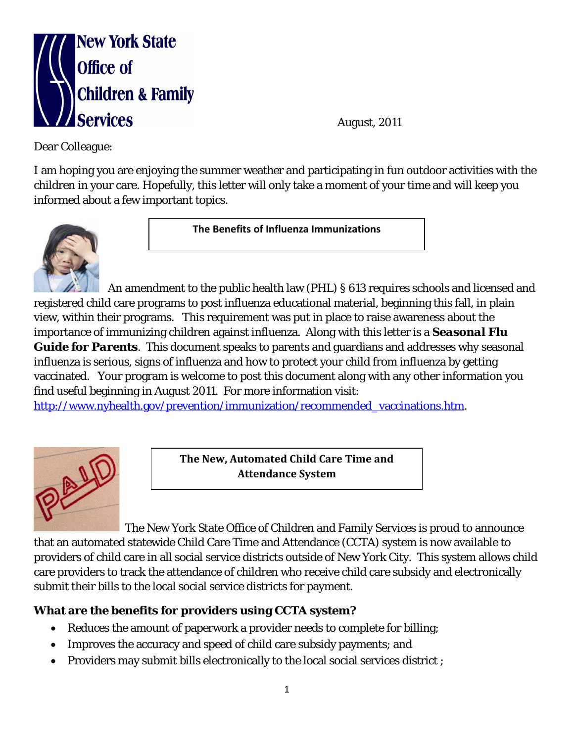New York State Office of Children & Family Services

August, 2011

Dear Colleague:

I am hoping you are enjoying the summer weather and participating in fun outdoor activities with the children in your care. Hopefully, this letter will only take a moment of your time and will keep you informed about a few important topics.

## The Benefits of Influenza Immunizations

An amendment to the public health law (PHL) § 613 requires schools and licensed and registered child care programs to post influenza educational material, beginning this fall, in plain view, within their programs. This requirement was put in place to raise awareness about the importance of immunizing children against influenza. Along with this letter is a ***Seasonal Flu Guide for Parents***. This document speaks to parents and guardians and addresses why seasonal influenza is serious, signs of influenza and how to protect your child from influenza by getting vaccinated. Your program is welcome to post this document along with any other information you find useful beginning in August 2011. For more information visit: http://www.nyhealth.gov/prevention/immunization/recommended_vaccinations.htm.

## The New, Automated Child Care Time and Attendance System

The New York State Office of Children and Family Services is proud to announce that an automated statewide Child Care Time and Attendance (CCTA) system is now available to providers of child care in all social service districts outside of New York City. This system allows child care providers to track the attendance of children who receive child care subsidy and electronically submit their bills to the local social service districts for payment.

**What are the benefits for providers using CCTA system?**

- Reduces the amount of paperwork a provider needs to complete for billing;
- Improves the accuracy and speed of child care subsidy payments; and
- Providers may submit bills electronically to the local social services district ;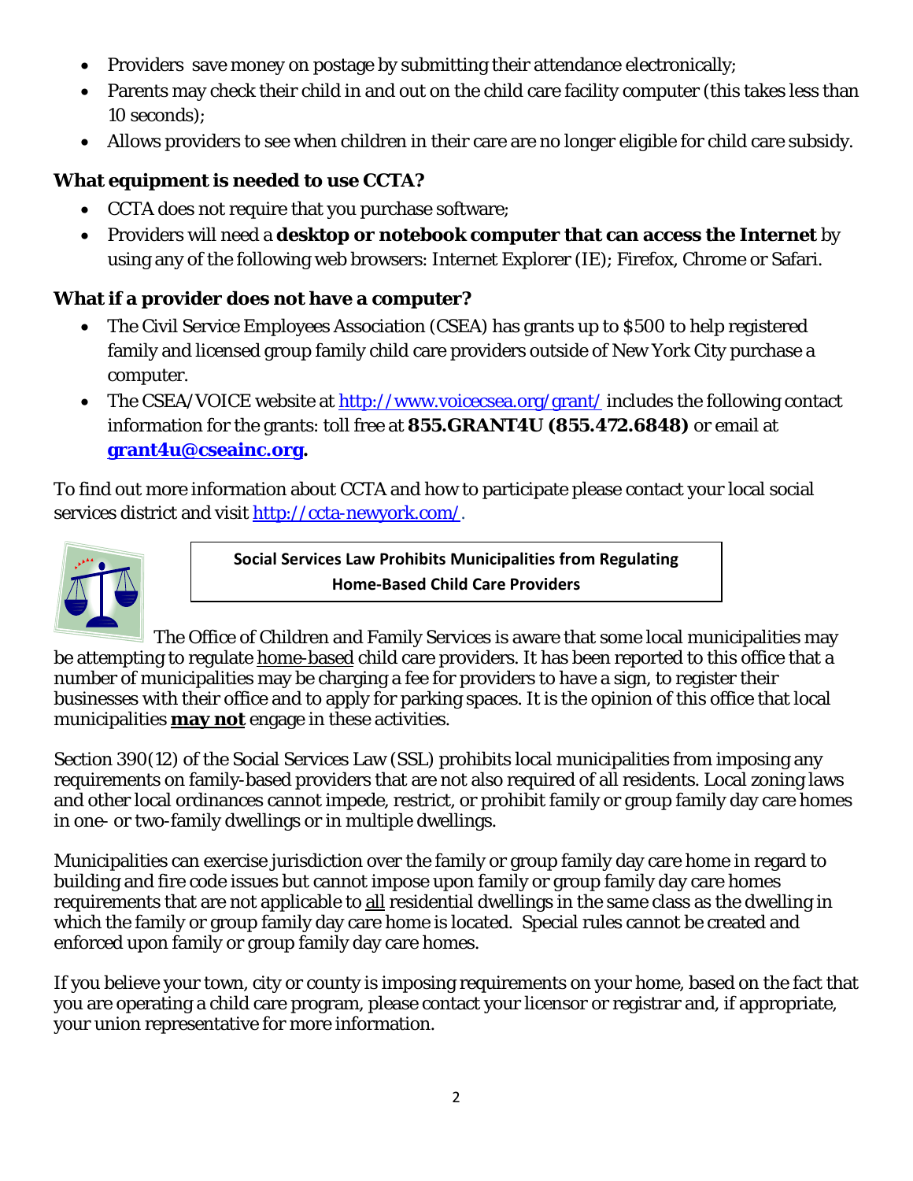- Providers save money on postage by submitting their attendance electronically;
- Parents may check their child in and out on the child care facility computer (this takes less than 10 seconds);
- Allows providers to see when children in their care are no longer eligible for child care subsidy.

**What equipment is needed to use CCTA?**

- CCTA does not require that you purchase software;
- Providers will need a **desktop or notebook computer that can access the Internet** by using any of the following web browsers: Internet Explorer (IE); Firefox, Chrome or Safari.

**What if a provider does not have a computer?**

- The Civil Service Employees Association (CSEA) has grants up to $500 to help registered family and licensed group family child care providers outside of New York City purchase a computer.
- The CSEA/VOICE website at http://www.voicecsea.org/grant/ includes the following contact information for the grants: toll free at **855.GRANT4U (855.472.6848)** or email at **grant4u@cseainc.org.**

To find out more information about CCTA and how to participate please contact your local social services district and visit http://ccta-newyork.com/.

## Social Services Law Prohibits Municipalities from Regulating Home-Based Child Care Providers

The Office of Children and Family Services is aware that some local municipalities may be attempting to regulate home-based child care providers. It has been reported to this office that a number of municipalities may be charging a fee for providers to have a sign, to register their businesses with their office and to apply for parking spaces. It is the opinion of this office that local municipalities **may not** engage in these activities.

Section 390(12) of the Social Services Law (SSL) prohibits local municipalities from imposing any requirements on family-based providers that are not also required of all residents. Local zoning laws and other local ordinances cannot impede, restrict, or prohibit family or group family day care homes in one- or two-family dwellings or in multiple dwellings.

Municipalities can exercise jurisdiction over the family or group family day care home in regard to building and fire code issues but cannot impose upon family or group family day care homes requirements that are not applicable to all residential dwellings in the same class as the dwelling in which the family or group family day care home is located. Special rules cannot be created and enforced upon family or group family day care homes.

If you believe your town, city or county is imposing requirements on your home, based on the fact that you are operating a child care program, please contact your licensor or registrar and, if appropriate, your union representative for more information.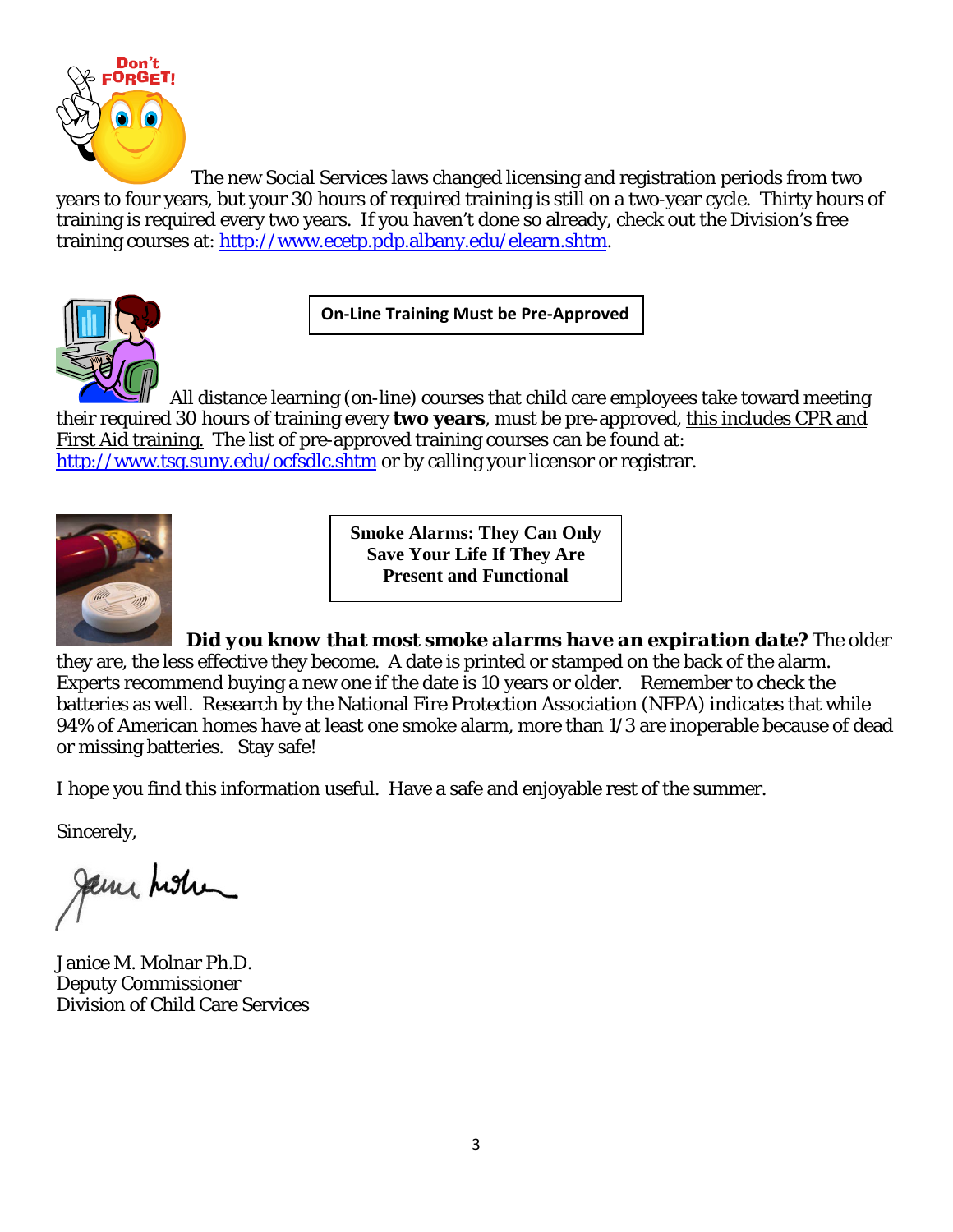The new Social Services laws changed licensing and registration periods from two years to four years, but your 30 hours of required training is still on a two-year cycle. Thirty hours of training is required every two years. If you haven't done so already, check out the Division's free training courses at: http://www.ecetp.pdp.albany.edu/elearn.shtm.

**On-Line Training Must be Pre-Approved**

All distance learning (on-line) courses that child care employees take toward meeting their required 30 hours of training every **two years**, must be pre-approved, this includes CPR and First Aid training. The list of pre-approved training courses can be found at: http://www.tsg.suny.edu/ocfsdlc.shtm or by calling your licensor or registrar.

**Smoke Alarms: They Can Only Save Your Life If They Are Present and Functional**

***Did you know that most smoke alarms have an expiration date?*** The older they are, the less effective they become. A date is printed or stamped on the back of the alarm. Experts recommend buying a new one if the date is 10 years or older. Remember to check the batteries as well. Research by the National Fire Protection Association (NFPA) indicates that while 94% of American homes have at least one smoke alarm, more than 1/3 are inoperable because of dead or missing batteries. Stay safe!

I hope you find this information useful. Have a safe and enjoyable rest of the summer.

Sincerely,

Janice M. Molnar Ph.D.
Deputy Commissioner
Division of Child Care Services